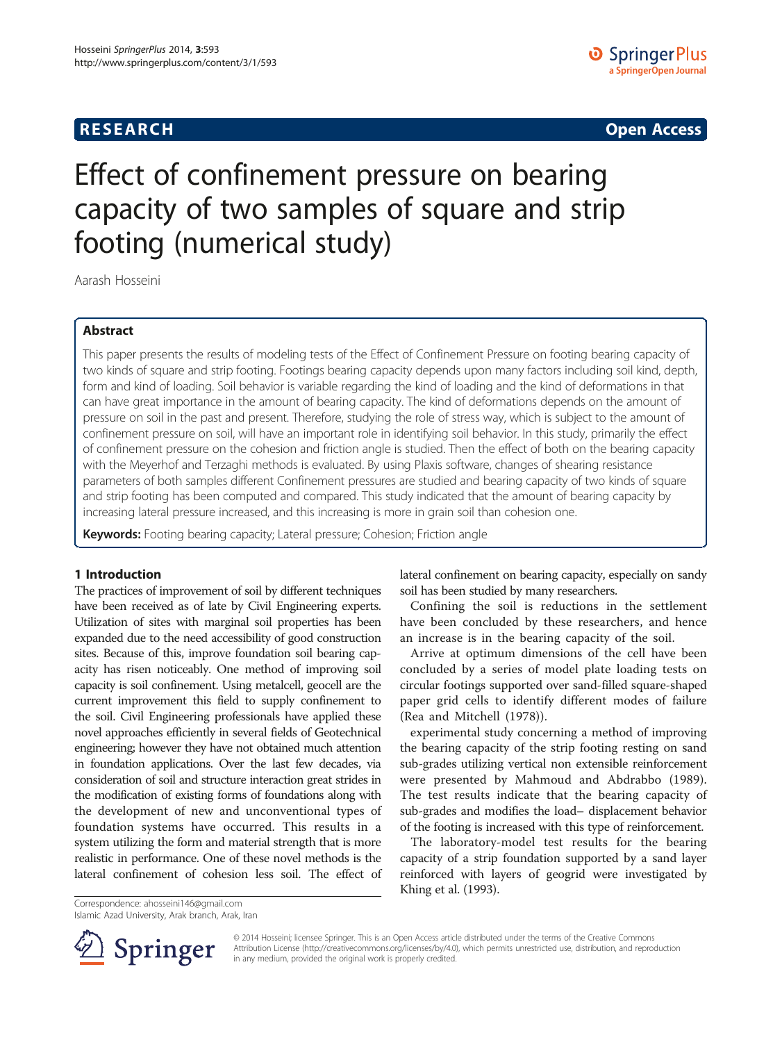**RESEARCH** **Open Access**

# Effect of confinement pressure on bearing capacity of two samples of square and strip footing (numerical study)

Aarash Hosseini

## Abstract

This paper presents the results of modeling tests of the Effect of Confinement Pressure on footing bearing capacity of two kinds of square and strip footing. Footings bearing capacity depends upon many factors including soil kind, depth, form and kind of loading. Soil behavior is variable regarding the kind of loading and the kind of deformations in that can have great importance in the amount of bearing capacity. The kind of deformations depends on the amount of pressure on soil in the past and present. Therefore, studying the role of stress way, which is subject to the amount of confinement pressure on soil, will have an important role in identifying soil behavior. In this study, primarily the effect of confinement pressure on the cohesion and friction angle is studied. Then the effect of both on the bearing capacity with the Meyerhof and Terzaghi methods is evaluated. By using Plaxis software, changes of shearing resistance parameters of both samples different Confinement pressures are studied and bearing capacity of two kinds of square and strip footing has been computed and compared. This study indicated that the amount of bearing capacity by increasing lateral pressure increased, and this increasing is more in grain soil than cohesion one.

**Keywords:** Footing bearing capacity; Lateral pressure; Cohesion; Friction angle

## 1 Introduction

The practices of improvement of soil by different techniques have been received as of late by Civil Engineering experts. Utilization of sites with marginal soil properties has been expanded due to the need accessibility of good construction sites. Because of this, improve foundation soil bearing capacity has risen noticeably. One method of improving soil capacity is soil confinement. Using metalcell, geocell are the current improvement this field to supply confinement to the soil. Civil Engineering professionals have applied these novel approaches efficiently in several fields of Geotechnical engineering; however they have not obtained much attention in foundation applications. Over the last few decades, via consideration of soil and structure interaction great strides in the modification of existing forms of foundations along with the development of new and unconventional types of foundation systems have occurred. This results in a system utilizing the form and material strength that is more realistic in performance. One of these novel methods is the lateral confinement of cohesion less soil. The effect of lateral confinement on bearing capacity, especially on sandy soil has been studied by many researchers.

Confining the soil is reductions in the settlement have been concluded by these researchers, and hence an increase is in the bearing capacity of the soil.

Arrive at optimum dimensions of the cell have been concluded by a series of model plate loading tests on circular footings supported over sand-filled square-shaped paper grid cells to identify different modes of failure (Rea and Mitchell (1978)).

experimental study concerning a method of improving the bearing capacity of the strip footing resting on sand sub-grades utilizing vertical non extensible reinforcement were presented by Mahmoud and Abdrabbo (1989). The test results indicate that the bearing capacity of sub-grades and modifies the load– displacement behavior of the footing is increased with this type of reinforcement.

The laboratory-model test results for the bearing capacity of a strip foundation supported by a sand layer reinforced with layers of geogrid were investigated by Khing et al. (1993).

Correspondence: ahosseini146@gmail.com
Islamic Azad University, Arak branch, Arak, Iran

© 2014 Hosseini; licensee Springer. This is an Open Access article distributed under the terms of the Creative Commons Attribution License (http://creativecommons.org/licenses/by/4.0), which permits unrestricted use, distribution, and reproduction in any medium, provided the original work is properly credited.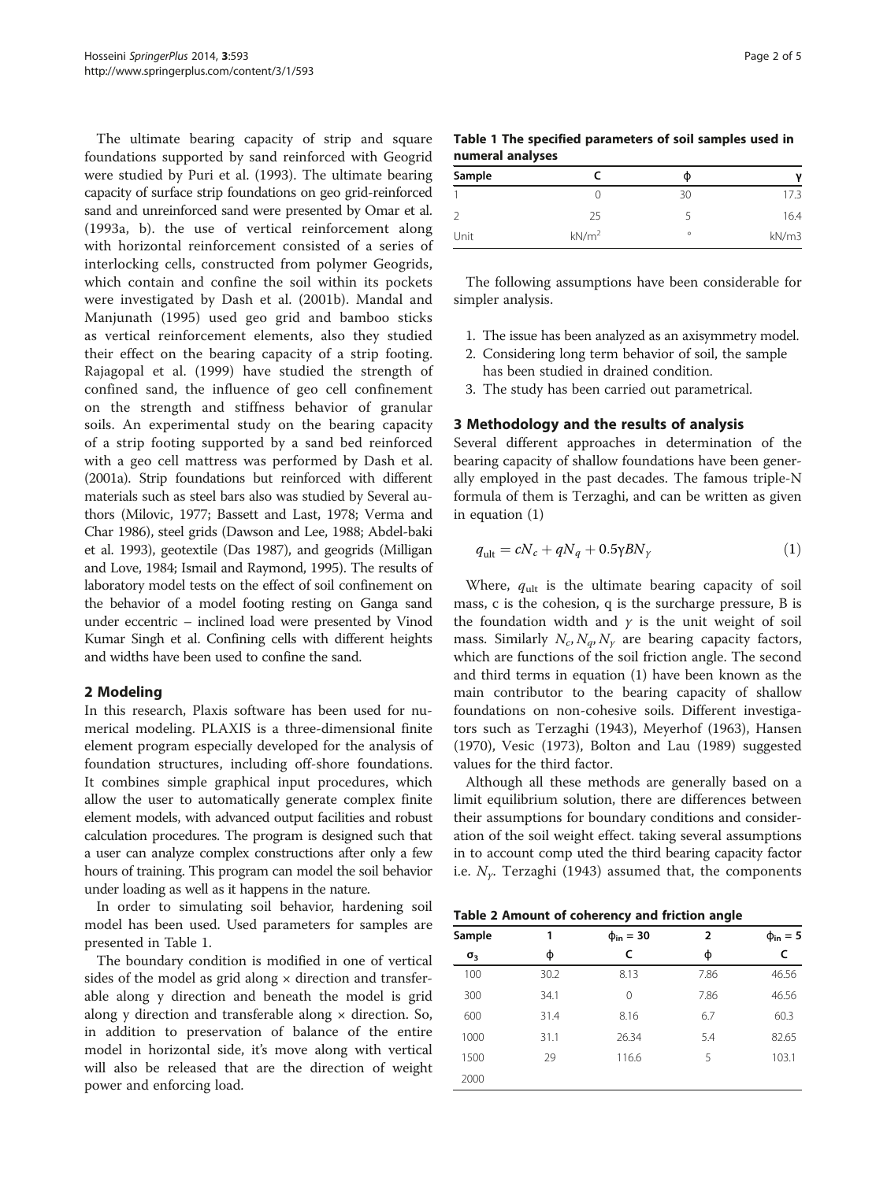The ultimate bearing capacity of strip and square foundations supported by sand reinforced with Geogrid were studied by Puri et al. (1993). The ultimate bearing capacity of surface strip foundations on geo grid-reinforced sand and unreinforced sand were presented by Omar et al. (1993a, b). the use of vertical reinforcement along with horizontal reinforcement consisted of a series of interlocking cells, constructed from polymer Geogrids, which contain and confine the soil within its pockets were investigated by Dash et al. (2001b). Mandal and Manjunath (1995) used geo grid and bamboo sticks as vertical reinforcement elements, also they studied their effect on the bearing capacity of a strip footing. Rajagopal et al. (1999) have studied the strength of confined sand, the influence of geo cell confinement on the strength and stiffness behavior of granular soils. An experimental study on the bearing capacity of a strip footing supported by a sand bed reinforced with a geo cell mattress was performed by Dash et al. (2001a). Strip foundations but reinforced with different materials such as steel bars also was studied by Several authors (Milovic, 1977; Bassett and Last, 1978; Verma and Char 1986), steel grids (Dawson and Lee, 1988; Abdel-baki et al. 1993), geotextile (Das 1987), and geogrids (Milligan and Love, 1984; Ismail and Raymond, 1995). The results of laboratory model tests on the effect of soil confinement on the behavior of a model footing resting on Ganga sand under eccentric – inclined load were presented by Vinod Kumar Singh et al. Confining cells with different heights and widths have been used to confine the sand.

## 2 Modeling

In this research, Plaxis software has been used for numerical modeling. PLAXIS is a three-dimensional finite element program especially developed for the analysis of foundation structures, including off-shore foundations. It combines simple graphical input procedures, which allow the user to automatically generate complex finite element models, with advanced output facilities and robust calculation procedures. The program is designed such that a user can analyze complex constructions after only a few hours of training. This program can model the soil behavior under loading as well as it happens in the nature.

In order to simulating soil behavior, hardening soil model has been used. Used parameters for samples are presented in Table 1.

The boundary condition is modified in one of vertical sides of the model as grid along × direction and transferable along y direction and beneath the model is grid along y direction and transferable along × direction. So, in addition to preservation of balance of the entire model in horizontal side, it's move along with vertical will also be released that are the direction of weight power and enforcing load.

**Table 1 The specified parameters of soil samples used in numeral analyses**

| Sample | C | ϕ | γ |
|---|---|---|---|
| 1 | 0 | 30 | 17.3 |
| 2 | 25 | 5 | 16.4 |
| Unit | kN/m$^2$ | ° | kN/m3 |

The following assumptions have been considerable for simpler analysis.

1. The issue has been analyzed as an axisymmetry model.
2. Considering long term behavior of soil, the sample has been studied in drained condition.
3. The study has been carried out parametrical.

## 3 Methodology and the results of analysis

Several different approaches in determination of the bearing capacity of shallow foundations have been generally employed in the past decades. The famous triple-N formula of them is Terzaghi, and can be written as given in equation (1)

$$q_{\mathrm{ult}} = cN_c + qN_q + 0.5\gamma BN_\gamma \tag{1}$$

Where, $q_{\mathrm{ult}}$ is the ultimate bearing capacity of soil mass, c is the cohesion, q is the surcharge pressure, B is the foundation width and $\gamma$ is the unit weight of soil mass. Similarly $N_c, N_q, N_\gamma$ are bearing capacity factors, which are functions of the soil friction angle. The second and third terms in equation (1) have been known as the main contributor to the bearing capacity of shallow foundations on non-cohesive soils. Different investigators such as Terzaghi (1943), Meyerhof (1963), Hansen (1970), Vesic (1973), Bolton and Lau (1989) suggested values for the third factor.

Although all these methods are generally based on a limit equilibrium solution, there are differences between their assumptions for boundary conditions and consideration of the soil weight effect. taking several assumptions in to account comp uted the third bearing capacity factor i.e. $N_\gamma$. Terzaghi (1943) assumed that, the components

**Table 2 Amount of coherency and friction angle**

| Sample | 1 | $\phi_{in} = 30$ | 2 | $\phi_{in} = 5$ |
|---|---|---|---|---|
| $\sigma_3$ | ϕ | C | ϕ | C |
| 100 | 30.2 | 8.13 | 7.86 | 46.56 |
| 300 | 34.1 | 0 | 7.86 | 46.56 |
| 600 | 31.4 | 8.16 | 6.7 | 60.3 |
| 1000 | 31.1 | 26.34 | 5.4 | 82.65 |
| 1500 | 29 | 116.6 | 5 | 103.1 |
| 2000 | | | | |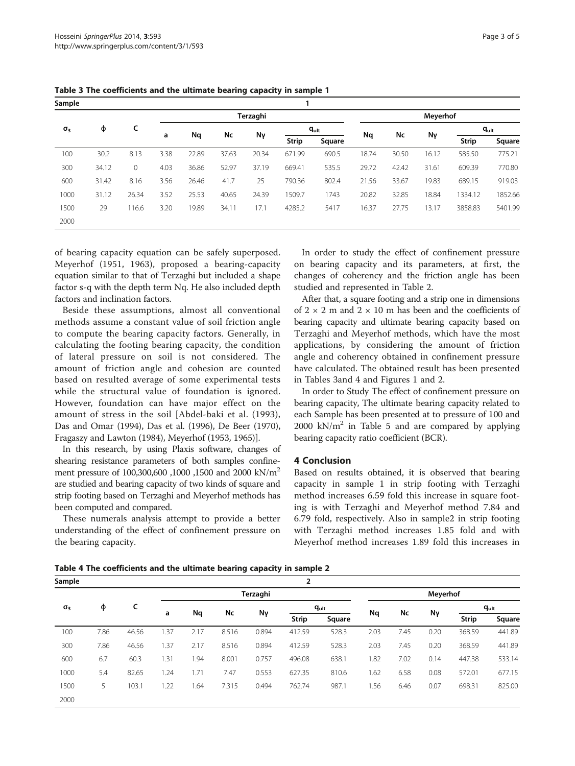**Table 3 The coefficients and the ultimate bearing capacity in sample 1**

| Sample | | | 1 | | | | | | | | | | |
|---|---|---|---|---|---|---|---|---|---|---|---|---|---|
| $\sigma_3$ | ϕ | C | Terzaghi | | | | | | Meyerhof | | | | |
| | | | a | Nq | Nc | Nγ | $q_{ult}$ | | Nq | Nc | Nγ | $q_{ult}$ | |
| | | | | | | | Strip | Square | | | | Strip | Square |
| 100 | 30.2 | 8.13 | 3.38 | 22.89 | 37.63 | 20.34 | 671.99 | 690.5 | 18.74 | 30.50 | 16.12 | 585.50 | 775.21 |
| 300 | 34.12 | 0 | 4.03 | 36.86 | 52.97 | 37.19 | 669.41 | 535.5 | 29.72 | 42.42 | 31.61 | 609.39 | 770.80 |
| 600 | 31.42 | 8.16 | 3.56 | 26.46 | 41.7 | 25 | 790.36 | 802.4 | 21.56 | 33.67 | 19.83 | 689.15 | 919.03 |
| 1000 | 31.12 | 26.34 | 3.52 | 25.53 | 40.65 | 24.39 | 1509.7 | 1743 | 20.82 | 32.85 | 18.84 | 1334.12 | 1852.66 |
| 1500 | 29 | 116.6 | 3.20 | 19.89 | 34.11 | 17.1 | 4285.2 | 5417 | 16.37 | 27.75 | 13.17 | 3858.83 | 5401.99 |
| 2000 | | | | | | | | | | | | | |

of bearing capacity equation can be safely superposed. Meyerhof (1951, 1963), proposed a bearing-capacity equation similar to that of Terzaghi but included a shape factor s-q with the depth term Nq. He also included depth factors and inclination factors.

Beside these assumptions, almost all conventional methods assume a constant value of soil friction angle to compute the bearing capacity factors. Generally, in calculating the footing bearing capacity, the condition of lateral pressure on soil is not considered. The amount of friction angle and cohesion are counted based on resulted average of some experimental tests while the structural value of foundation is ignored. However, foundation can have major effect on the amount of stress in the soil [Abdel-baki et al. (1993), Das and Omar (1994), Das et al. (1996), De Beer (1970), Fragaszy and Lawton (1984), Meyerhof (1953, 1965)].

In this research, by using Plaxis software, changes of shearing resistance parameters of both samples confinement pressure of 100,300,600 ,1000 ,1500 and 2000 $kN/m^2$ are studied and bearing capacity of two kinds of square and strip footing based on Terzaghi and Meyerhof methods has been computed and compared.

These numerals analysis attempt to provide a better understanding of the effect of confinement pressure on the bearing capacity.

In order to study the effect of confinement pressure on bearing capacity and its parameters, at first, the changes of coherency and the friction angle has been studied and represented in Table 2.

After that, a square footing and a strip one in dimensions of 2 × 2 m and 2 × 10 m has been and the coefficients of bearing capacity and ultimate bearing capacity based on Terzaghi and Meyerhof methods, which have the most applications, by considering the amount of friction angle and coherency obtained in confinement pressure have calculated. The obtained result has been presented in Tables 3and 4 and Figures 1 and 2.

In order to Study The effect of confinement pressure on bearing capacity, The ultimate bearing capacity related to each Sample has been presented at to pressure of 100 and 2000 $kN/m^2$ in Table 5 and are compared by applying bearing capacity ratio coefficient (BCR).

## 4 Conclusion

Based on results obtained, it is observed that bearing capacity in sample 1 in strip footing with Terzaghi method increases 6.59 fold this increase in square footing is with Terzaghi and Meyerhof method 7.84 and 6.79 fold, respectively. Also in sample2 in strip footing with Terzaghi method increases 1.85 fold and with Meyerhof method increases 1.89 fold this increases in

**Table 4 The coefficients and the ultimate bearing capacity in sample 2**

| Sample | | | 2 | | | | | | | | | | |
|---|---|---|---|---|---|---|---|---|---|---|---|---|---|
| $\sigma_3$ | ϕ | C | Terzaghi | | | | | | Meyerhof | | | | |
| | | | a | Nq | Nc | Nγ | $q_{ult}$ | | Nq | Nc | Nγ | $q_{ult}$ | |
| | | | | | | | Strip | Square | | | | Strip | Square |
| 100 | 7.86 | 46.56 | 1.37 | 2.17 | 8.516 | 0.894 | 412.59 | 528.3 | 2.03 | 7.45 | 0.20 | 368.59 | 441.89 |
| 300 | 7.86 | 46.56 | 1.37 | 2.17 | 8.516 | 0.894 | 412.59 | 528.3 | 2.03 | 7.45 | 0.20 | 368.59 | 441.89 |
| 600 | 6.7 | 60.3 | 1.31 | 1.94 | 8.001 | 0.757 | 496.08 | 638.1 | 1.82 | 7.02 | 0.14 | 447.38 | 533.14 |
| 1000 | 5.4 | 82.65 | 1.24 | 1.71 | 7.47 | 0.553 | 627.35 | 810.6 | 1.62 | 6.58 | 0.08 | 572.01 | 677.15 |
| 1500 | 5 | 103.1 | 1.22 | 1.64 | 7.315 | 0.494 | 762.74 | 987.1 | 1.56 | 6.46 | 0.07 | 698.31 | 825.00 |
| 2000 | | | | | | | | | | | | | |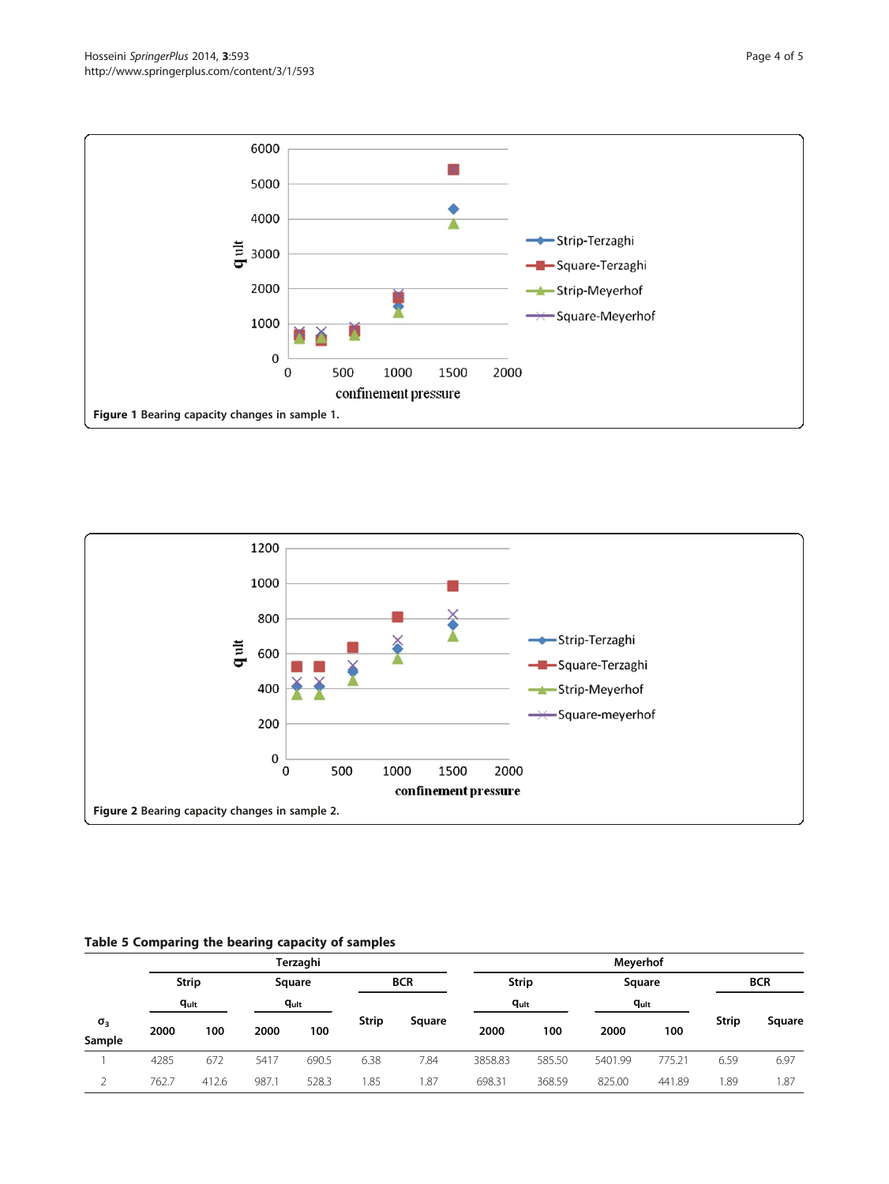Figure 1 Bearing capacity changes in sample 1.

Figure 2 Bearing capacity changes in sample 2.

**Table 5 Comparing the bearing capacity of samples**

| | Terzaghi | | | | | | Meyerhof | | | | | |
|---|---|---|---|---|---|---|---|---|---|---|---|---|
| | Strip | | Square | | BCR | | Strip | | Square | | BCR | |
| | $q_{ult}$ | | $q_{ult}$ | | | | $q_{ult}$ | | $q_{ult}$ | | | |
| $\sigma_3$ Sample | 2000 | 100 | 2000 | 100 | Strip | Square | 2000 | 100 | 2000 | 100 | Strip | Square |
| 1 | 4285 | 672 | 5417 | 690.5 | 6.38 | 7.84 | 3858.83 | 585.50 | 5401.99 | 775.21 | 6.59 | 6.97 |
| 2 | 762.7 | 412.6 | 987.1 | 528.3 | 1.85 | 1.87 | 698.31 | 368.59 | 825.00 | 441.89 | 1.89 | 1.87 |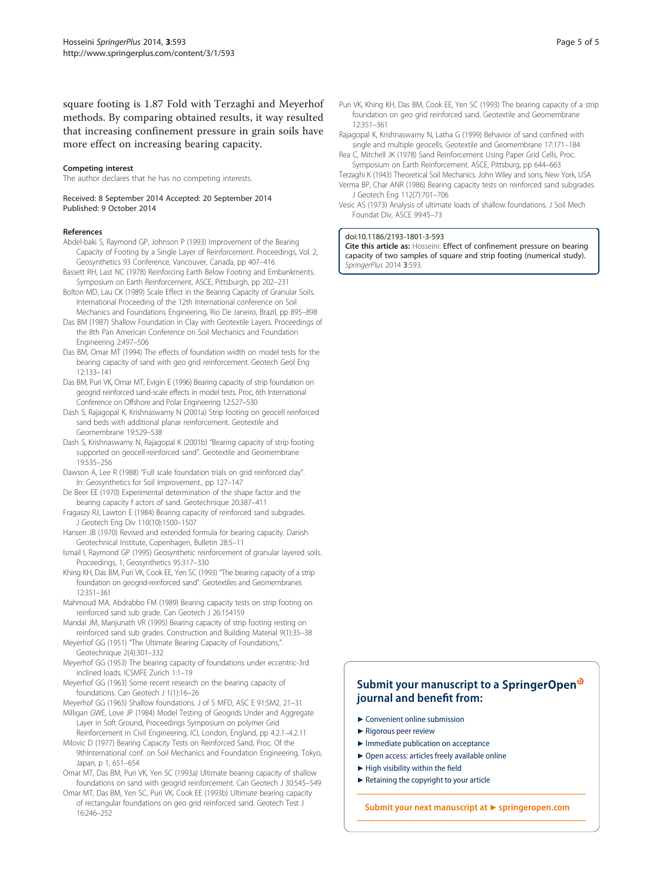square footing is 1.87 Fold with Terzaghi and Meyerhof methods. By comparing obtained results, it way resulted that increasing confinement pressure in grain soils have more effect on increasing bearing capacity.

#### Competing interest

The author declares that he has no competing interests.

Received: 8 September 2014 Accepted: 20 September 2014
Published: 9 October 2014

#### References

Abdel-baki S, Raymond GP, Johnson P (1993) Improvement of the Bearing Capacity of Footing by a Single Layer of Reinforcement. Proceedings, Vol. 2, Geosynthetics 93 Conference, Vancouver, Canada, pp 407–416

Bassett RH, Last NC (1978) Reinforcing Earth Below Footing and Embankments. Symposium on Earth Reinforcement, ASCE, Pittsburgh, pp 202–231

Bolton MD, Lau CK (1989) Scale Effect in the Bearing Capacity of Granular Soils. International Proceeding of the 12th International conference on Soil Mechanics and Foundations Engineering, Rio De Janeiro, Brazil, pp 895–898

Das BM (1987) Shallow Foundation in Clay with Geotextile Layers. Proceedings of the 8th Pan American Conference on Soil Mechanics and Foundation Engineering 2:497–506

Das BM, Omar MT (1994) The effects of foundation width on model tests for the bearing capacity of sand with geo grid reinforcement. Geotech Geol Eng 12:133–141

Das BM, Puri VK, Omar MT, Evigin E (1996) Bearing capacity of strip foundation on geogrid reinforced sand-scale effects in model tests. Proc, 6th International Conference on Offshore and Polar Engineering 12:527–530

Dash S, Rajagopal K, Krishnaswamy N (2001a) Strip footing on geocell reinforced sand beds with additional planar reinforcement. Geotextile and Geomembrane 19:529–538

Dash S, Krishnaswamy N, Rajagopal K (2001b) "Bearing capacity of strip footing supported on geocell-reinforced sand". Geotextile and Geomembrane 19:535–256

Dawson A, Lee R (1988) "Full scale foundation trials on grid reinforced clay". In: Geosynthetics for Soil Improvement., pp 127–147

De Beer EE (1970) Experimental determination of the shape factor and the bearing capacity f actors of sand. Geotechnique 20:387–411

Fragaszy RJ, Lawton E (1984) Bearing capacity of reinforced sand subgrades. J Geotech Eng Div 110(10):1500–1507

Hansen JB (1970) Revised and extended formula for bearing capacity. Danish Geotechnical Institute, Copenhagen, Bulletin 28:5–11

Ismail I, Raymond GP (1995) Geosynthetic reinforcement of granular layered soils. Proceedings, 1, Geosynthetics 95:317–330

Khing KH, Das BM, Puri VK, Cook EE, Yen SC (1993) "The bearing capacity of a strip foundation on geogrid-reinforced sand". Geotextiles and Geomembranes 12:351–361

Mahmoud MA, Abdrabbo FM (1989) Bearing capacity tests on strip footing on reinforced sand sub grade. Can Geotech J 26:154159

Mandal JM, Manjunath VR (1995) Bearing capacity of strip footing resting on reinforced sand sub grades. Construction and Building Material 9(1):35–38

Meyerhof GG (1951) "The Ultimate Bearing Capacity of Foundations,". Geotechnique 2(4):301–332

Meyerhof GG (1953) The bearing capacity of foundations under eccentric-3rd inclined loads. ICSMFE Zurich 1:1–19

Meyerhof GG (1963) Some recent research on the bearing capacity of foundations. Can Geotech J 1(1):16–26

Meyerhof GG (1965) Shallow foundations. J of S MFD, ASC E 91:SM2, 21–31

Milligan GWE, Love JP (1984) Model Testing of Geogrids Under and Aggregate Layer in Soft Ground, Proceedings Symposium on polymer Grid Reinforcement in Civil Engineering. ICI, London, England, pp 4.2.1–4.2.11

Milovic D (1977) Bearing Capacity Tests on Reinforced Sand, Proc. Of the 9thInternational conf. on Soil Mechanics and Foundation Engineering. Tokyo, Japan, p 1, 651–654

Omar MT, Das BM, Puri VK, Yen SC (1993a) Ultimate bearing capacity of shallow foundations on sand with geogrid reinforcement. Can Geotech J 30:545–549

Omar MT, Das BM, Yen SC, Puri VK, Cook EE (1993b) Ultimate bearing capacity of rectangular foundations on geo grid reinforced sand. Geotech Test J 16:246–252

Puri VK, Khing KH, Das BM, Cook EE, Yen SC (1993) The bearing capacity of a strip foundation on geo grid reinforced sand. Geotextile and Geomembrane 12:351–361

Rajagopal K, Krishnaswamy N, Latha G (1999) Behavior of sand confined with single and multiple geocells. Geotextile and Geomembrane 17:171–184

Rea C, Mitchell JK (1978) Sand Reinforcement Using Paper Grid Cells, Proc. Symposium on Earth Reinforcement. ASCE, Pittsburg, pp 644–663

Terzaghi K (1943) Theoretical Soil Mechanics. John Wiley and sons, New York, USA

Verma BP, Char ANR (1986) Bearing capacity tests on reinforced sand subgrades. J Geotech Eng 112(7):701–706

Vesic AS (1973) Analysis of ultimate loads of shallow foundations. J Soil Mech Foundat Div, ASCE 99:45–73

doi:10.1186/2193-1801-3-593

**Cite this article as:** Hosseini: Effect of confinement pressure on bearing capacity of two samples of square and strip footing (numerical study). *SpringerPlus* 2014 **3**:593.

**Submit your manuscript to a SpringerOpen journal and benefit from:**

- ► Convenient online submission
- ► Rigorous peer review
- ► Immediate publication on acceptance
- ► Open access: articles freely available online
- ► High visibility within the field
- ► Retaining the copyright to your article

**Submit your next manuscript at ► springeropen.com**